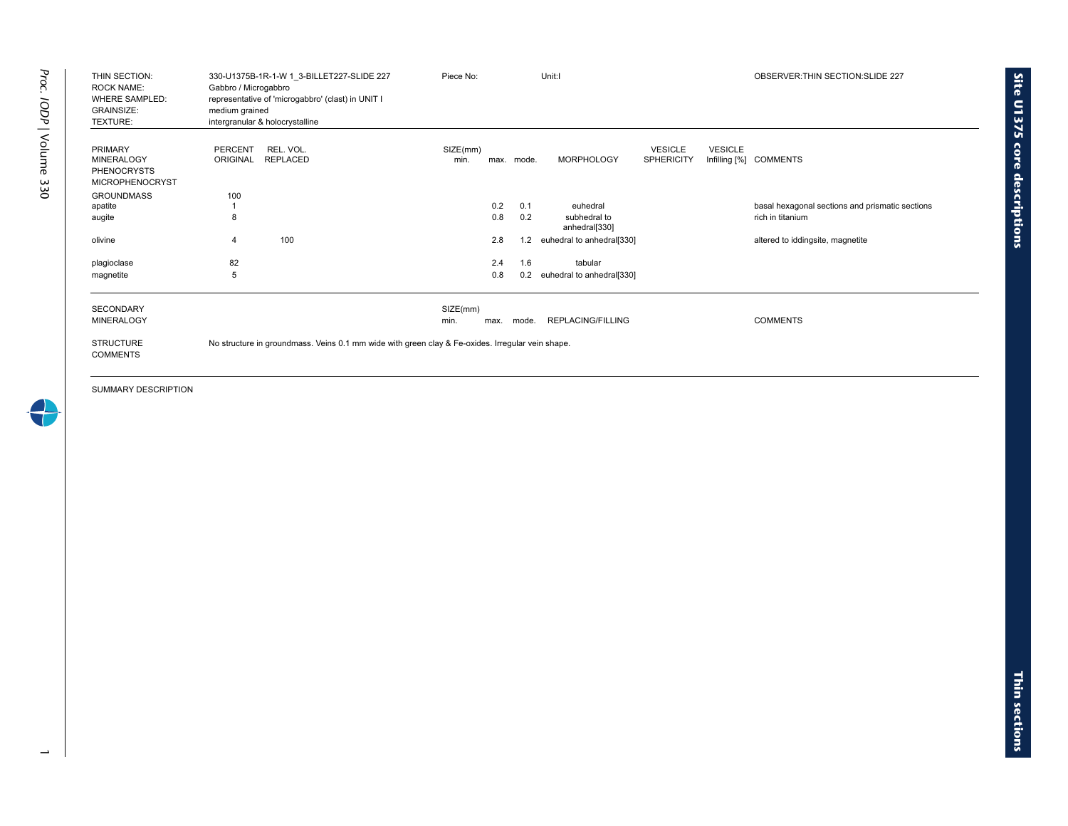| | | |
|---|---|---|
| THIN SECTION: | 330-U1375B-1R-1-W 1_3-BILLET227-SLIDE 227 | Piece No: Unit:I OBSERVER:THIN SECTION:SLIDE 227 |
| ROCK NAME: | Gabbro / Microgabbro | |
| WHERE SAMPLED: | representative of 'microgabbro' (clast) in UNIT I | |
| GRAINSIZE: | medium grained | |
| TEXTURE: | intergranular & holocrystalline | |

| PRIMARY MINERALOGY PHENOCRYSTS MICROPHENOCRYST | PERCENT ORIGINAL | REL. VOL. REPLACED | SIZE(mm) min. | max. | mode. | MORPHOLOGY | VESICLE SPHERICITY | VESICLE Infilling [%] | COMMENTS |
|---|---|---|---|---|---|---|---|---|---|
| GROUNDMASS | 100 | | | | | | | | |
| apatite | 1 | | | 0.2 | 0.1 | euhedral | | | basal hexagonal sections and prismatic sections |
| augite | 8 | | | 0.8 | 0.2 | subhedral to anhedral[330] | | | rich in titanium |
| olivine | 4 | 100 | | 2.8 | 1.2 | euhedral to anhedral[330] | | | altered to iddingsite, magnetite |
| plagioclase | 82 | | | 2.4 | 1.6 | tabular | | | |
| magnetite | 5 | | | 0.8 | 0.2 | euhedral to anhedral[330] | | | |

| SECONDARY MINERALOGY | SIZE(mm) min. | max. | mode. | REPLACING/FILLING | COMMENTS |
|---|---|---|---|---|---|

STRUCTURE COMMENTS: No structure in groundmass. Veins 0.1 mm wide with green clay & Fe-oxides. Irregular vein shape.

SUMMARY DESCRIPTION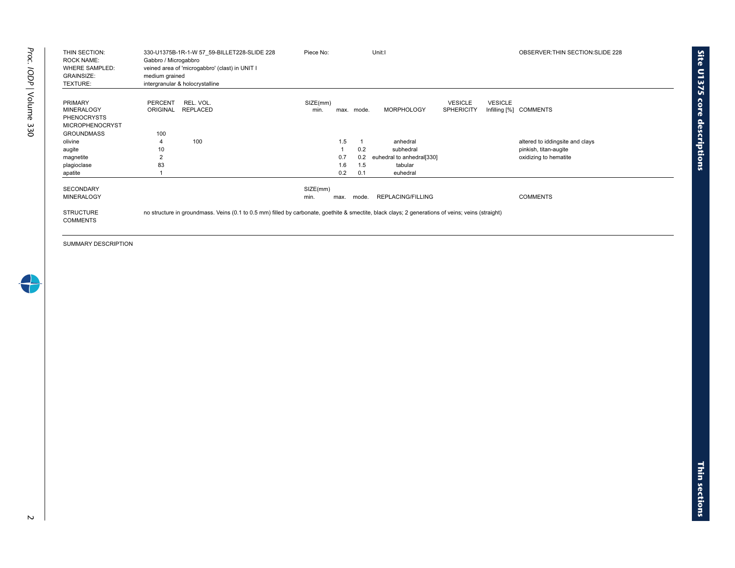| | | | |
|---|---|---|---|
| THIN SECTION: | 330-U1375B-1R-1-W 57_59-BILLET228-SLIDE 228 | Piece No: | Unit:I |
| ROCK NAME: | Gabbro / Microgabbro | | |
| WHERE SAMPLED: | veined area of 'microgabbro' (clast) in UNIT I | | |
| GRAINSIZE: | medium grained | | |
| TEXTURE: | intergranular & holocrystalline | | |

OBSERVER:THIN SECTION:SLIDE 228

| PRIMARY MINERALOGY | PERCENT ORIGINAL | REL. VOL. REPLACED | SIZE(mm) min. | max. | mode. | MORPHOLOGY | VESICLE SPHERICITY | VESICLE Infilling [%] | COMMENTS |
|---|---|---|---|---|---|---|---|---|---|
| PHENOCRYSTS | | | | | | | | | |
| MICROPHENOCRYST | | | | | | | | | |
| GROUNDMASS | 100 | | | | | | | | |
| olivine | 4 | 100 | | 1.5 | 1 | anhedral | | | altered to iddingsite and clays |
| augite | 10 | | | 1 | 0.2 | subhedral | | | pinkish, titan-augite |
| magnetite | 2 | | | 0.7 | 0.2 | euhedral to anhedral[330] | | | oxidizing to hematite |
| plagioclase | 83 | | | 1.6 | 1.5 | tabular | | | |
| apatite | 1 | | | 0.2 | 0.1 | euhedral | | | |

| SECONDARY MINERALOGY | SIZE(mm) min. | max. | mode. | REPLACING/FILLING | COMMENTS |
|---|---|---|---|---|---|

STRUCTURE COMMENTS: no structure in groundmass. Veins (0.1 to 0.5 mm) filled by carbonate, goethite & smectite, black clays; 2 generations of veins; veins (straight)

SUMMARY DESCRIPTION